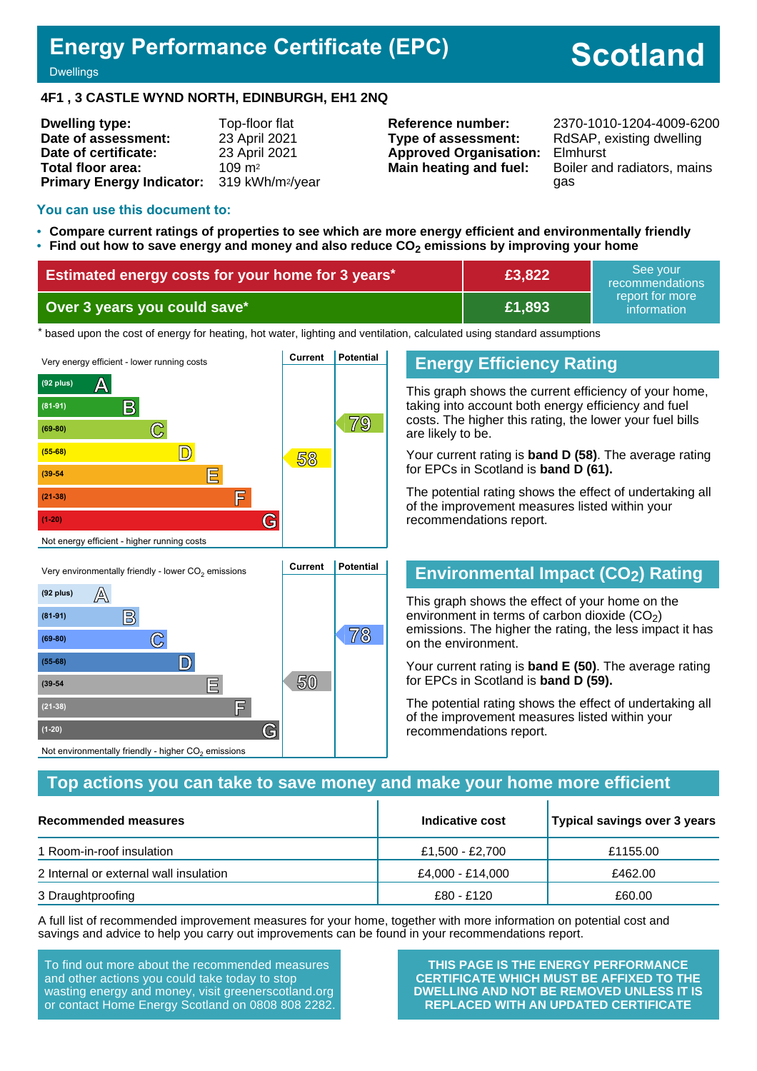# Energy Performance Certificate (EPC)

Dwellings

# Scotland

**4F1 , 3 CASTLE WYND NORTH, EDINBURGH, EH1 2NQ**

| | |
|---|---|
| **Dwelling type:** | Top-floor flat |
| **Date of assessment:** | 23 April 2021 |
| **Date of certificate:** | 23 April 2021 |
| **Total floor area:** | 109 m² |
| **Primary Energy Indicator:** | 319 kWh/m²/year |

| | |
|---|---|
| **Reference number:** | 2370-1010-1204-4009-6200 |
| **Type of assessment:** | RdSAP, existing dwelling |
| **Approved Organisation:** | Elmhurst |
| **Main heating and fuel:** | Boiler and radiators, mains gas |

## You can use this document to:

- **Compare current ratings of properties to see which are more energy efficient and environmentally friendly**
- **Find out how to save energy and money and also reduce $CO_2$ emissions by improving your home**

| | | |
|---|---|---|
| **Estimated energy costs for your home for 3 years*** | **£3,822** | See your recommendations report for more information |
| **Over 3 years you could save*** | **£1,893** | |

* based upon the cost of energy for heating, hot water, lighting and ventilation, calculated using standard assumptions

Very energy efficient - lower running costs

| Band | Current | Potential |
|---|---|---|
| (92 plus) A | | |
| (81-91) B | | |
| (69-80) C | | 79 |
| (55-68) D | 58 | |
| (39-54) E | | |
| (21-38) F | | |
| (1-20) G | | |

Not energy efficient - higher running costs

## Energy Efficiency Rating

This graph shows the current efficiency of your home, taking into account both energy efficiency and fuel costs. The higher this rating, the lower your fuel bills are likely to be.

Your current rating is **band D (58)**. The average rating for EPCs in Scotland is **band D (61).**

The potential rating shows the effect of undertaking all of the improvement measures listed within your recommendations report.

Very environmentally friendly - lower $CO_2$ emissions

| Band | Current | Potential |
|---|---|---|
| (92 plus) A | | |
| (81-91) B | | |
| (69-80) C | | 78 |
| (55-68) D | | |
| (39-54) E | 50 | |
| (21-38) F | | |
| (1-20) G | | |

Not environmentally friendly - higher $CO_2$ emissions

## Environmental Impact ($CO_2$) Rating

This graph shows the effect of your home on the environment in terms of carbon dioxide ($CO_2$) emissions. The higher the rating, the less impact it has on the environment.

Your current rating is **band E (50)**. The average rating for EPCs in Scotland is **band D (59).**

The potential rating shows the effect of undertaking all of the improvement measures listed within your recommendations report.

## Top actions you can take to save money and make your home more efficient

| Recommended measures | Indicative cost | Typical savings over 3 years |
|---|---|---|
| 1 Room-in-roof insulation | £1,500 - £2,700 | £1155.00 |
| 2 Internal or external wall insulation | £4,000 - £14,000 | £462.00 |
| 3 Draughtproofing | £80 - £120 | £60.00 |

A full list of recommended improvement measures for your home, together with more information on potential cost and savings and advice to help you carry out improvements can be found in your recommendations report.

To find out more about the recommended measures and other actions you could take today to stop wasting energy and money, visit greenerscotland.org or contact Home Energy Scotland on 0808 808 2282.

**THIS PAGE IS THE ENERGY PERFORMANCE CERTIFICATE WHICH MUST BE AFFIXED TO THE DWELLING AND NOT BE REMOVED UNLESS IT IS REPLACED WITH AN UPDATED CERTIFICATE**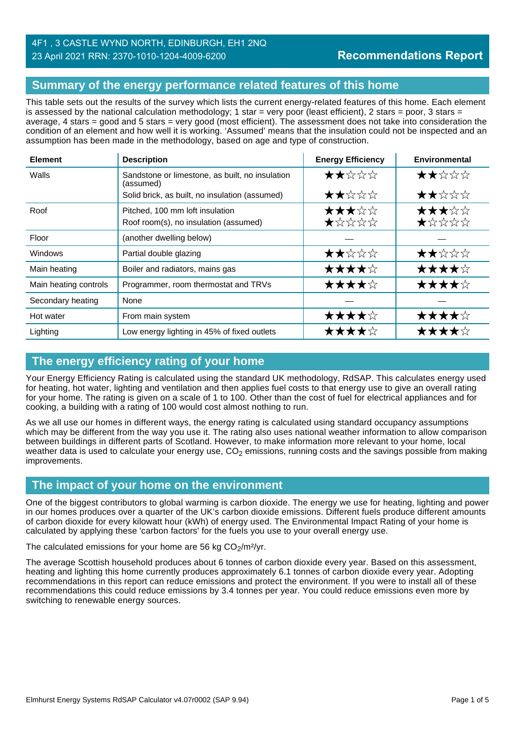4F1 , 3 CASTLE WYND NORTH, EDINBURGH, EH1 2NQ
23 April 2021 RRN: 2370-1010-1204-4009-6200

**Recommendations Report**

## Summary of the energy performance related features of this home

This table sets out the results of the survey which lists the current energy-related features of this home. Each element is assessed by the national calculation methodology; 1 star = very poor (least efficient), 2 stars = poor, 3 stars = average, 4 stars = good and 5 stars = very good (most efficient). The assessment does not take into consideration the condition of an element and how well it is working. 'Assumed' means that the insulation could not be inspected and an assumption has been made in the methodology, based on age and type of construction.

| Element | Description | Energy Efficiency | Environmental |
|---|---|---|---|
| Walls | Sandstone or limestone, as built, no insulation (assumed) | ★★☆☆☆ | ★★☆☆☆ |
| | Solid brick, as built, no insulation (assumed) | ★★☆☆☆ | ★★☆☆☆ |
| Roof | Pitched, 100 mm loft insulation | ★★★☆☆ | ★★★☆☆ |
| | Roof room(s), no insulation (assumed) | ★☆☆☆☆ | ★☆☆☆☆ |
| Floor | (another dwelling below) | — | — |
| Windows | Partial double glazing | ★★☆☆☆ | ★★☆☆☆ |
| Main heating | Boiler and radiators, mains gas | ★★★★☆ | ★★★★☆ |
| Main heating controls | Programmer, room thermostat and TRVs | ★★★★☆ | ★★★★☆ |
| Secondary heating | None | — | — |
| Hot water | From main system | ★★★★☆ | ★★★★☆ |
| Lighting | Low energy lighting in 45% of fixed outlets | ★★★★☆ | ★★★★☆ |

## The energy efficiency rating of your home

Your Energy Efficiency Rating is calculated using the standard UK methodology, RdSAP. This calculates energy used for heating, hot water, lighting and ventilation and then applies fuel costs to that energy use to give an overall rating for your home. The rating is given on a scale of 1 to 100. Other than the cost of fuel for electrical appliances and for cooking, a building with a rating of 100 would cost almost nothing to run.

As we all use our homes in different ways, the energy rating is calculated using standard occupancy assumptions which may be different from the way you use it. The rating also uses national weather information to allow comparison between buildings in different parts of Scotland. However, to make information more relevant to your home, local weather data is used to calculate your energy use, $CO_2$ emissions, running costs and the savings possible from making improvements.

## The impact of your home on the environment

One of the biggest contributors to global warming is carbon dioxide. The energy we use for heating, lighting and power in our homes produces over a quarter of the UK's carbon dioxide emissions. Different fuels produce different amounts of carbon dioxide for every kilowatt hour (kWh) of energy used. The Environmental Impact Rating of your home is calculated by applying these 'carbon factors' for the fuels you use to your overall energy use.

The calculated emissions for your home are 56 kg $CO_2/m^2/yr$.

The average Scottish household produces about 6 tonnes of carbon dioxide every year. Based on this assessment, heating and lighting this home currently produces approximately 6.1 tonnes of carbon dioxide every year. Adopting recommendations in this report can reduce emissions and protect the environment. If you were to install all of these recommendations this could reduce emissions by 3.4 tonnes per year. You could reduce emissions even more by switching to renewable energy sources.

Elmhurst Energy Systems RdSAP Calculator v4.07r0002 (SAP 9.94)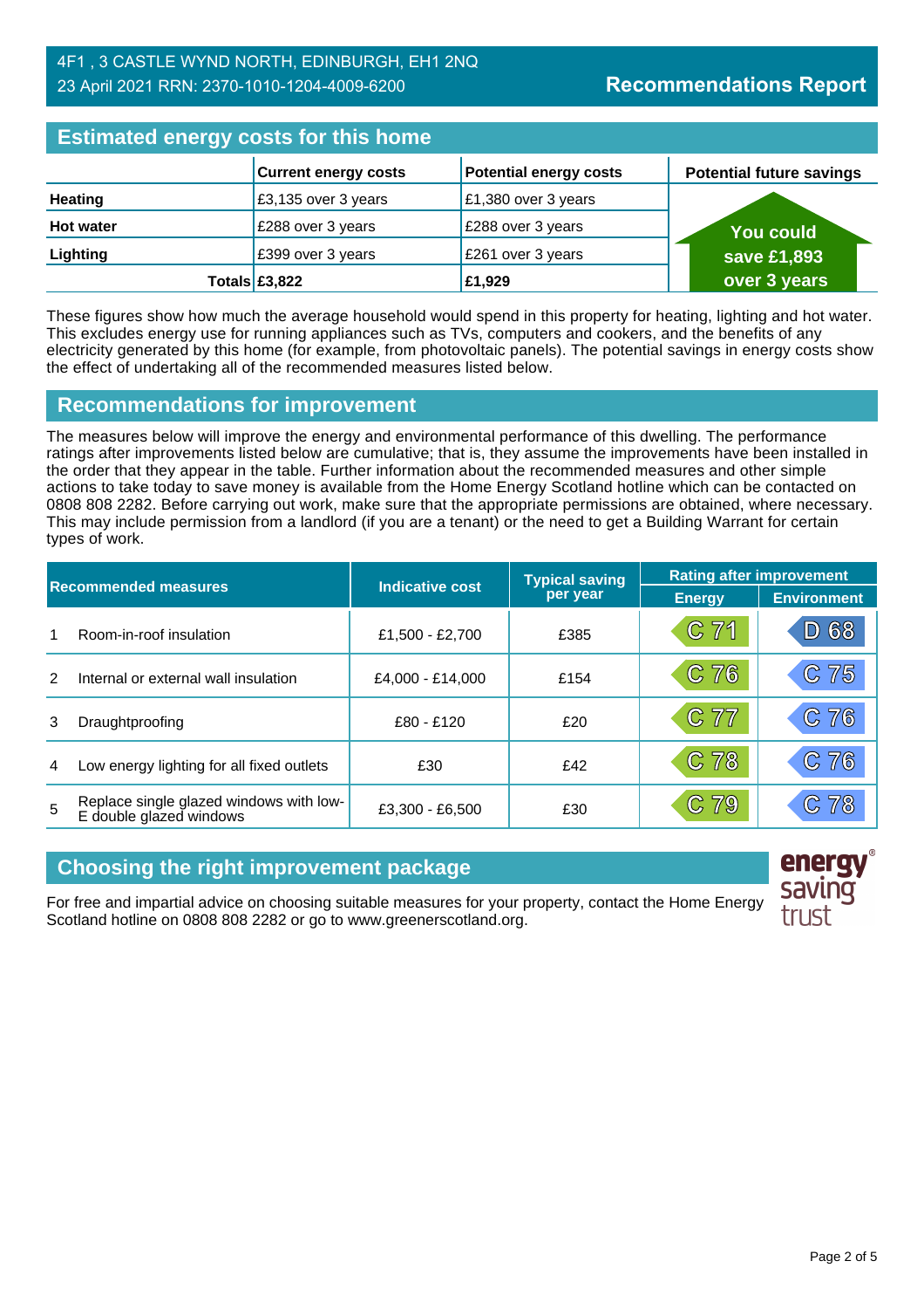4F1 , 3 CASTLE WYND NORTH, EDINBURGH, EH1 2NQ
23 April 2021 RRN: 2370-1010-1204-4009-6200

# Recommendations Report

## Estimated energy costs for this home

| | Current energy costs | Potential energy costs | Potential future savings |
|---|---|---|---|
| **Heating** | £3,135 over 3 years | £1,380 over 3 years | You could save £1,893 over 3 years |
| **Hot water** | £288 over 3 years | £288 over 3 years | |
| **Lighting** | £399 over 3 years | £261 over 3 years | |
| **Totals** | **£3,822** | **£1,929** | |

These figures show how much the average household would spend in this property for heating, lighting and hot water. This excludes energy use for running appliances such as TVs, computers and cookers, and the benefits of any electricity generated by this home (for example, from photovoltaic panels). The potential savings in energy costs show the effect of undertaking all of the recommended measures listed below.

## Recommendations for improvement

The measures below will improve the energy and environmental performance of this dwelling. The performance ratings after improvements listed below are cumulative; that is, they assume the improvements have been installed in the order that they appear in the table. Further information about the recommended measures and other simple actions to take today to save money is available from the Home Energy Scotland hotline which can be contacted on 0808 808 2282. Before carrying out work, make sure that the appropriate permissions are obtained, where necessary. This may include permission from a landlord (if you are a tenant) or the need to get a Building Warrant for certain types of work.

| | Recommended measures | Indicative cost | Typical saving per year | Rating after improvement | |
|---|---|---|---|---|---|
| | | | | Energy | Environment |
| 1 | Room-in-roof insulation | £1,500 - £2,700 | £385 | C 71 | D 68 |
| 2 | Internal or external wall insulation | £4,000 - £14,000 | £154 | C 76 | C 75 |
| 3 | Draughtproofing | £80 - £120 | £20 | C 77 | C 76 |
| 4 | Low energy lighting for all fixed outlets | £30 | £42 | C 78 | C 76 |
| 5 | Replace single glazed windows with low-E double glazed windows | £3,300 - £6,500 | £30 | C 79 | C 78 |

## Choosing the right improvement package

For free and impartial advice on choosing suitable measures for your property, contact the Home Energy Scotland hotline on 0808 808 2282 or go to www.greenerscotland.org.

energy saving trust®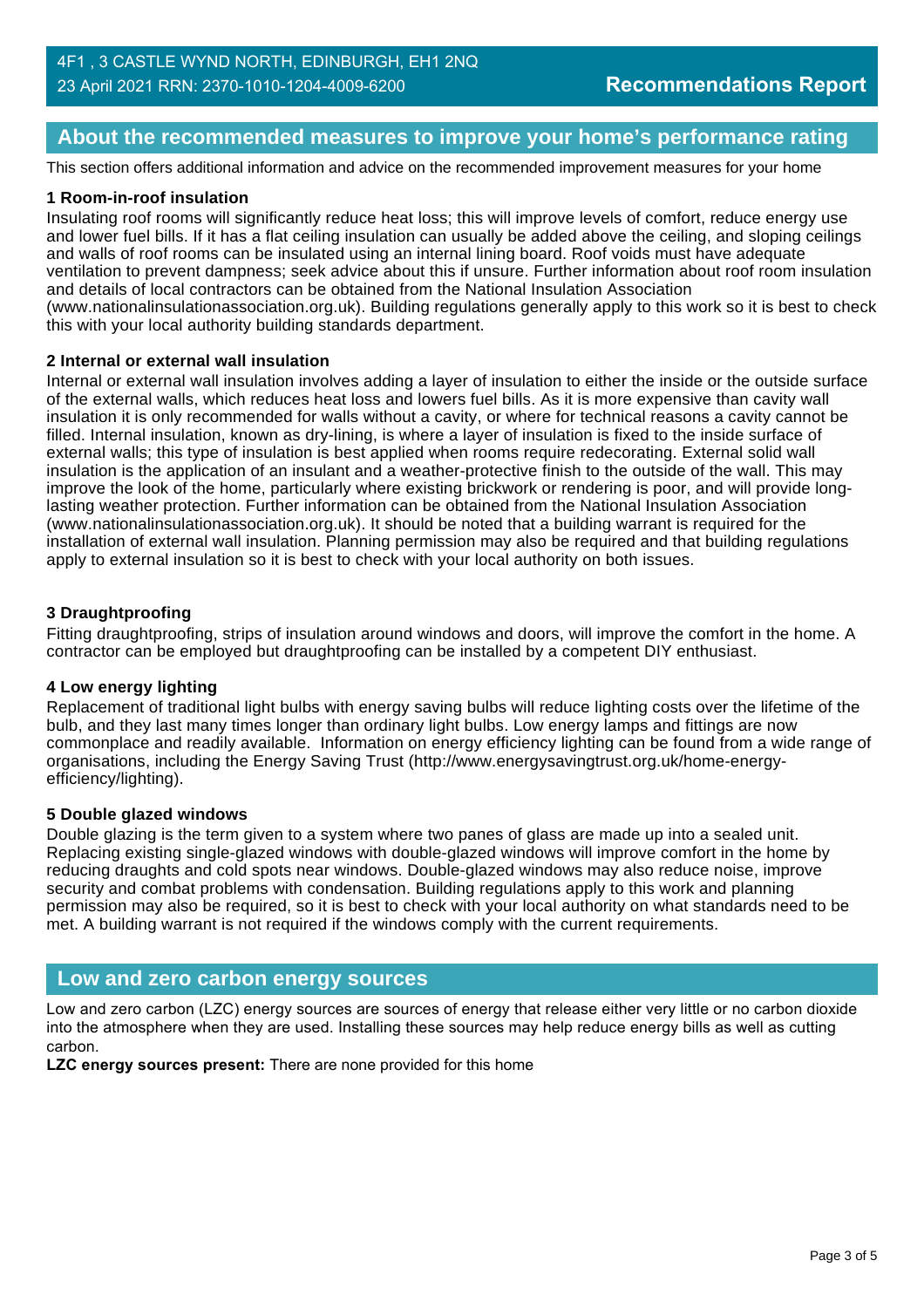## About the recommended measures to improve your home's performance rating

This section offers additional information and advice on the recommended improvement measures for your home

**1 Room-in-roof insulation**

Insulating roof rooms will significantly reduce heat loss; this will improve levels of comfort, reduce energy use and lower fuel bills. If it has a flat ceiling insulation can usually be added above the ceiling, and sloping ceilings and walls of roof rooms can be insulated using an internal lining board. Roof voids must have adequate ventilation to prevent dampness; seek advice about this if unsure. Further information about roof room insulation and details of local contractors can be obtained from the National Insulation Association (www.nationalinsulationassociation.org.uk). Building regulations generally apply to this work so it is best to check this with your local authority building standards department.

**2 Internal or external wall insulation**

Internal or external wall insulation involves adding a layer of insulation to either the inside or the outside surface of the external walls, which reduces heat loss and lowers fuel bills. As it is more expensive than cavity wall insulation it is only recommended for walls without a cavity, or where for technical reasons a cavity cannot be filled. Internal insulation, known as dry-lining, is where a layer of insulation is fixed to the inside surface of external walls; this type of insulation is best applied when rooms require redecorating. External solid wall insulation is the application of an insulant and a weather-protective finish to the outside of the wall. This may improve the look of the home, particularly where existing brickwork or rendering is poor, and will provide long-lasting weather protection. Further information can be obtained from the National Insulation Association (www.nationalinsulationassociation.org.uk). It should be noted that a building warrant is required for the installation of external wall insulation. Planning permission may also be required and that building regulations apply to external insulation so it is best to check with your local authority on both issues.

**3 Draughtproofing**

Fitting draughtproofing, strips of insulation around windows and doors, will improve the comfort in the home. A contractor can be employed but draughtproofing can be installed by a competent DIY enthusiast.

**4 Low energy lighting**

Replacement of traditional light bulbs with energy saving bulbs will reduce lighting costs over the lifetime of the bulb, and they last many times longer than ordinary light bulbs. Low energy lamps and fittings are now commonplace and readily available. Information on energy efficiency lighting can be found from a wide range of organisations, including the Energy Saving Trust (http://www.energysavingtrust.org.uk/home-energy-efficiency/lighting).

**5 Double glazed windows**

Double glazing is the term given to a system where two panes of glass are made up into a sealed unit. Replacing existing single-glazed windows with double-glazed windows will improve comfort in the home by reducing draughts and cold spots near windows. Double-glazed windows may also reduce noise, improve security and combat problems with condensation. Building regulations apply to this work and planning permission may also be required, so it is best to check with your local authority on what standards need to be met. A building warrant is not required if the windows comply with the current requirements.

## Low and zero carbon energy sources

Low and zero carbon (LZC) energy sources are sources of energy that release either very little or no carbon dioxide into the atmosphere when they are used. Installing these sources may help reduce energy bills as well as cutting carbon.

**LZC energy sources present:** There are none provided for this home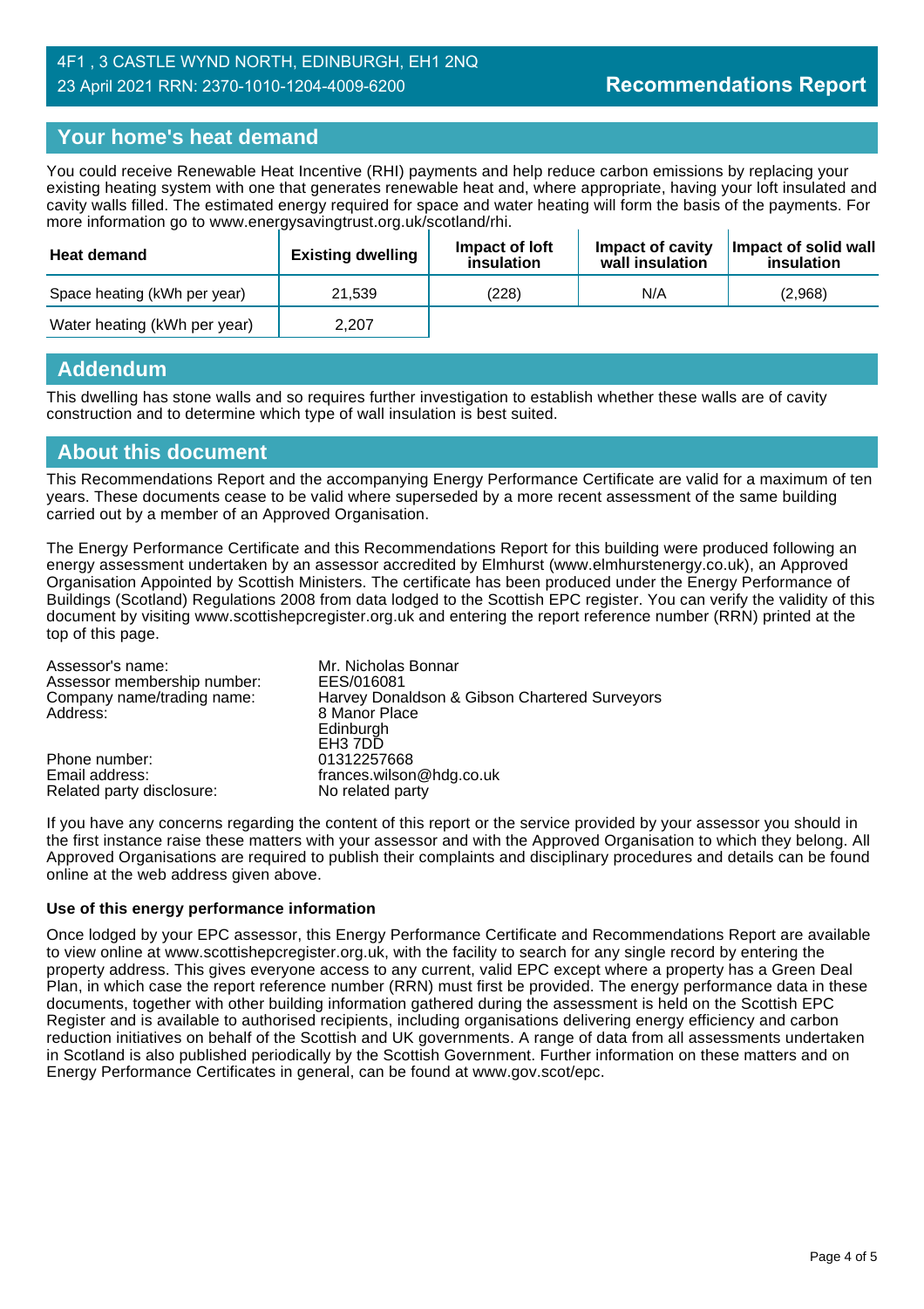4F1 , 3 CASTLE WYND NORTH, EDINBURGH, EH1 2NQ
23 April 2021 RRN: 2370-1010-1204-4009-6200

**Recommendations Report**

## Your home's heat demand

You could receive Renewable Heat Incentive (RHI) payments and help reduce carbon emissions by replacing your existing heating system with one that generates renewable heat and, where appropriate, having your loft insulated and cavity walls filled. The estimated energy required for space and water heating will form the basis of the payments. For more information go to www.energysavingtrust.org.uk/scotland/rhi.

| Heat demand | Existing dwelling | Impact of loft insulation | Impact of cavity wall insulation | Impact of solid wall insulation |
|---|---|---|---|---|
| Space heating (kWh per year) | 21,539 | (228) | N/A | (2,968) |
| Water heating (kWh per year) | 2,207 | | | |

## Addendum

This dwelling has stone walls and so requires further investigation to establish whether these walls are of cavity construction and to determine which type of wall insulation is best suited.

## About this document

This Recommendations Report and the accompanying Energy Performance Certificate are valid for a maximum of ten years. These documents cease to be valid where superseded by a more recent assessment of the same building carried out by a member of an Approved Organisation.

The Energy Performance Certificate and this Recommendations Report for this building were produced following an energy assessment undertaken by an assessor accredited by Elmhurst (www.elmhurstenergy.co.uk), an Approved Organisation Appointed by Scottish Ministers. The certificate has been produced under the Energy Performance of Buildings (Scotland) Regulations 2008 from data lodged to the Scottish EPC register. You can verify the validity of this document by visiting www.scottishepcregister.org.uk and entering the report reference number (RRN) printed at the top of this page.

| | |
|---|---|
| Assessor's name: | Mr. Nicholas Bonnar |
| Assessor membership number: | EES/016081 |
| Company name/trading name: | Harvey Donaldson & Gibson Chartered Surveyors |
| Address: | 8 Manor Place<br>Edinburgh<br>EH3 7DD |
| Phone number: | 01312257668 |
| Email address: | frances.wilson@hdg.co.uk |
| Related party disclosure: | No related party |

If you have any concerns regarding the content of this report or the service provided by your assessor you should in the first instance raise these matters with your assessor and with the Approved Organisation to which they belong. All Approved Organisations are required to publish their complaints and disciplinary procedures and details can be found online at the web address given above.

**Use of this energy performance information**

Once lodged by your EPC assessor, this Energy Performance Certificate and Recommendations Report are available to view online at www.scottishepcregister.org.uk, with the facility to search for any single record by entering the property address. This gives everyone access to any current, valid EPC except where a property has a Green Deal Plan, in which case the report reference number (RRN) must first be provided. The energy performance data in these documents, together with other building information gathered during the assessment is held on the Scottish EPC Register and is available to authorised recipients, including organisations delivering energy efficiency and carbon reduction initiatives on behalf of the Scottish and UK governments. A range of data from all assessments undertaken in Scotland is also published periodically by the Scottish Government. Further information on these matters and on Energy Performance Certificates in general, can be found at www.gov.scot/epc.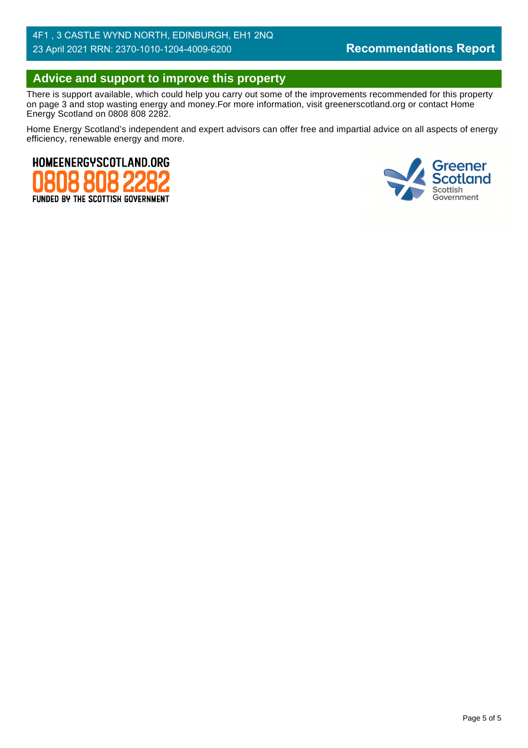## Advice and support to improve this property

There is support available, which could help you carry out some of the improvements recommended for this property on page 3 and stop wasting energy and money.For more information, visit greenerscotland.org or contact Home Energy Scotland on 0808 808 2282.

Home Energy Scotland's independent and expert advisors can offer free and impartial advice on all aspects of energy efficiency, renewable energy and more.

HOMEENERGYSCOTLAND.ORG
0808 808 2282
FUNDED BY THE SCOTTISH GOVERNMENT

Greener Scotland
Scottish Government